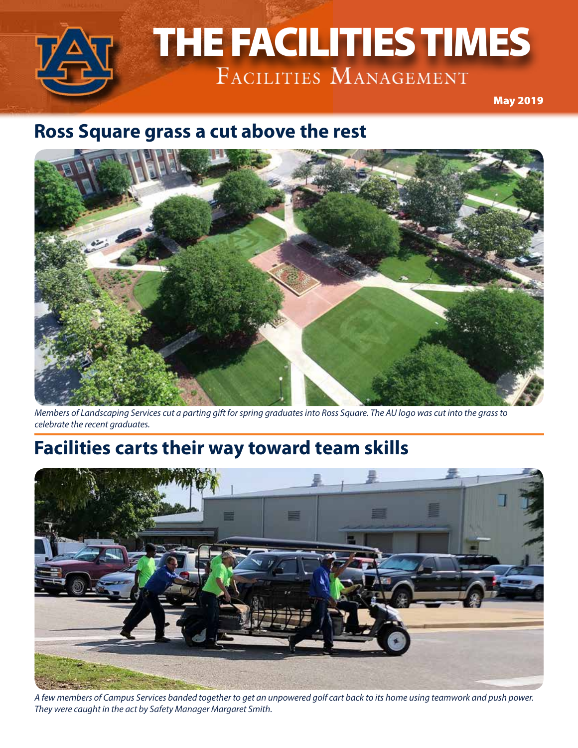# THE FACILITIES TIMES

Facilities Management

**May 2019**

## Ross Square grass a cut above the rest

*Members of Landscaping Services cut a parting gift for spring graduates into Ross Square. The AU logo was cut into the grass to celebrate the recent graduates.*

## Facilities carts their way toward team skills

*A few members of Campus Services banded together to get an unpowered golf cart back to its home using teamwork and push power. They were caught in the act by Safety Manager Margaret Smith.*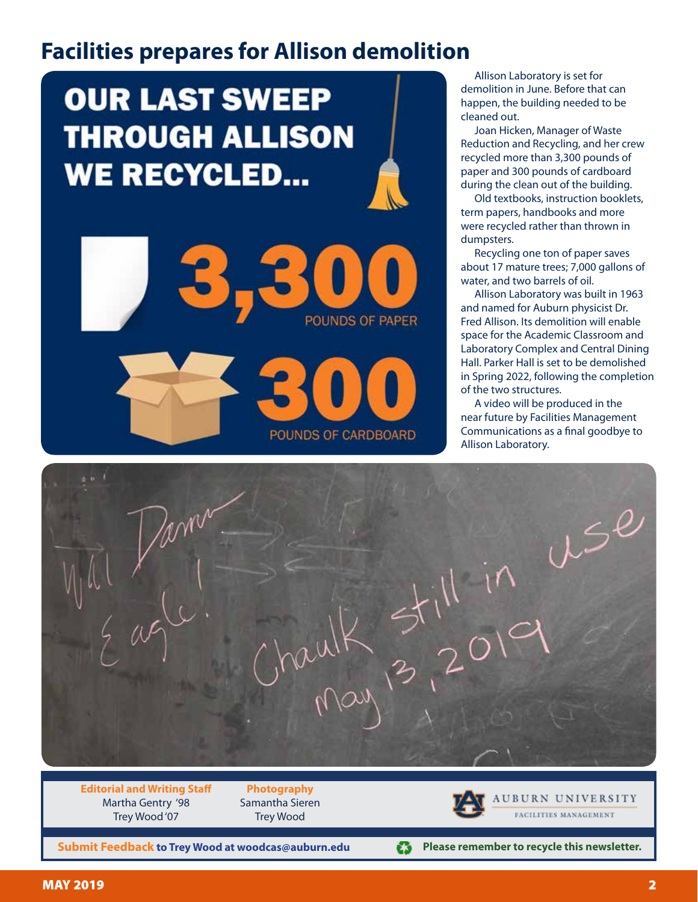## Facilities prepares for Allison demolition

OUR LAST SWEEP THROUGH ALLISON WE RECYCLED...

3,300 POUNDS OF PAPER

300 POUNDS OF CARDBOARD

Allison Laboratory is set for demolition in June. Before that can happen, the building needed to be cleaned out.

Joan Hicken, Manager of Waste Reduction and Recycling, and her crew recycled more than 3,300 pounds of paper and 300 pounds of cardboard during the clean out of the building.

Old textbooks, instruction booklets, term papers, handbooks and more were recycled rather than thrown in dumpsters.

Recycling one ton of paper saves about 17 mature trees; 7,000 gallons of water, and two barrels of oil.

Allison Laboratory was built in 1963 and named for Auburn physicist Dr. Fred Allison. Its demolition will enable space for the Academic Classroom and Laboratory Complex and Central Dining Hall. Parker Hall is set to be demolished in Spring 2022, following the completion of the two structures.

A video will be produced in the near future by Facilities Management Communications as a final goodbye to Allison Laboratory.

War Damn Eagle! Chaulk still in use May 13, 2019

**Editorial and Writing Staff**
Martha Gentry '98
Trey Wood '07

**Photography**
Samantha Sieren
Trey Wood

AUBURN UNIVERSITY
FACILITIES MANAGEMENT

**Submit Feedback to Trey Wood at woodcas@auburn.edu**

**Please remember to recycle this newsletter.**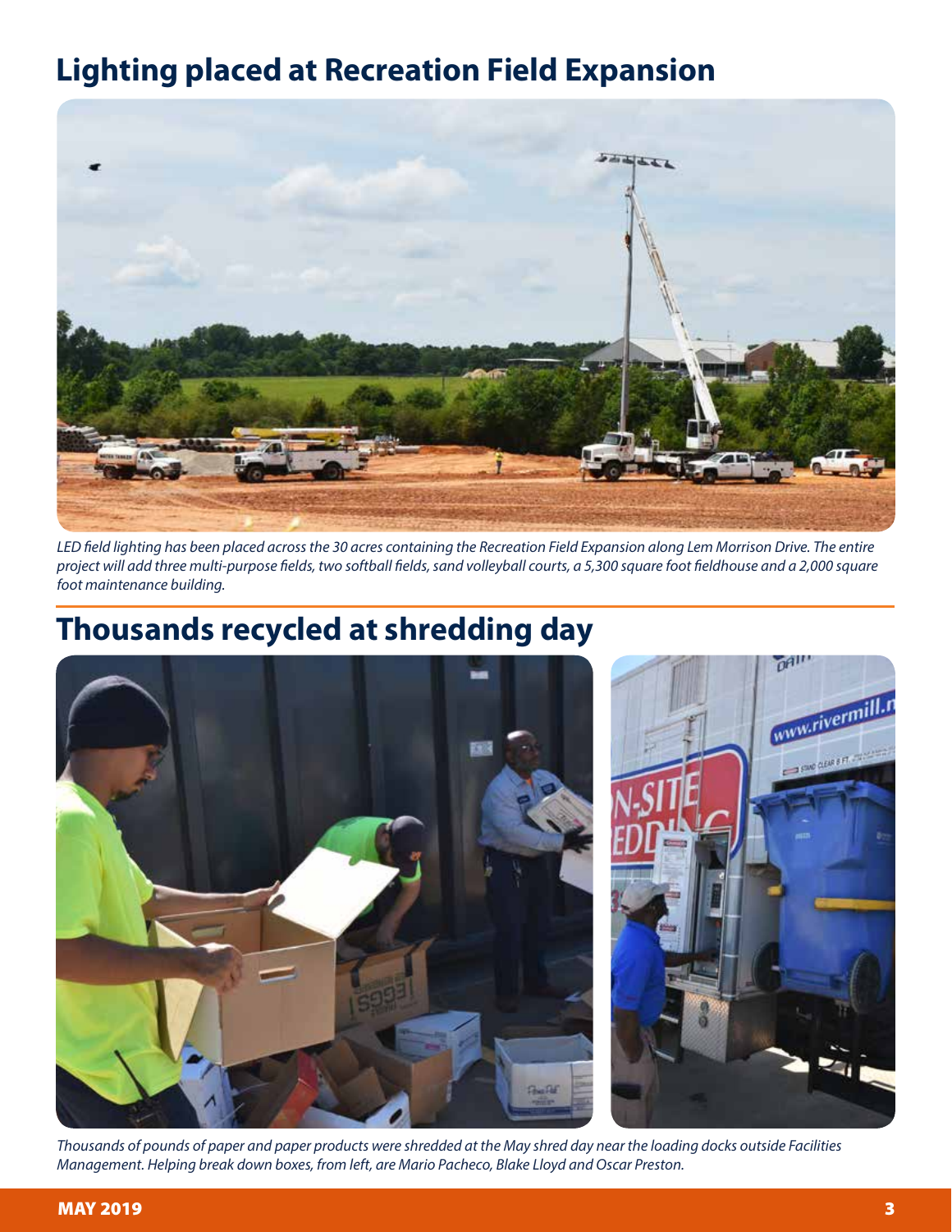## Lighting placed at Recreation Field Expansion

*LED field lighting has been placed across the 30 acres containing the Recreation Field Expansion along Lem Morrison Drive. The entire project will add three multi-purpose fields, two softball fields, sand volleyball courts, a 5,300 square foot fieldhouse and a 2,000 square foot maintenance building.*

## Thousands recycled at shredding day

*Thousands of pounds of paper and paper products were shredded at the May shred day near the loading docks outside Facilities Management. Helping break down boxes, from left, are Mario Pacheco, Blake Lloyd and Oscar Preston.*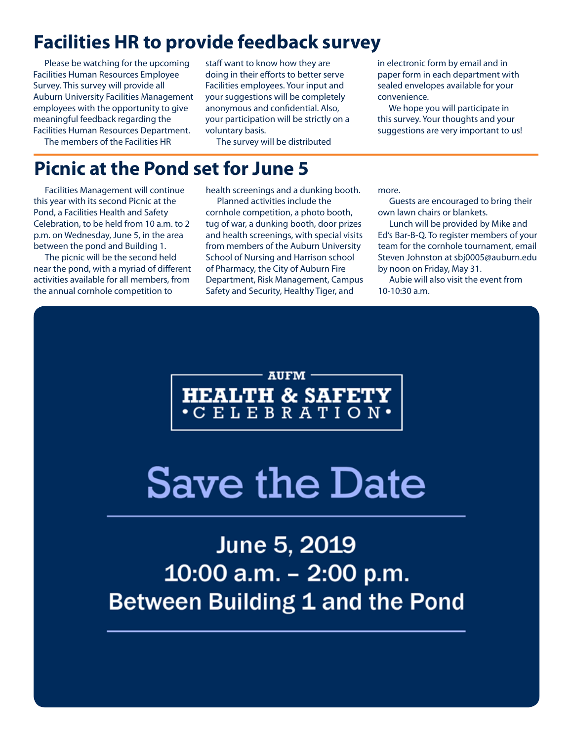# Facilities HR to provide feedback survey

Please be watching for the upcoming Facilities Human Resources Employee Survey. This survey will provide all Auburn University Facilities Management employees with the opportunity to give meaningful feedback regarding the Facilities Human Resources Department.

The members of the Facilities HR staff want to know how they are doing in their efforts to better serve Facilities employees. Your input and your suggestions will be completely anonymous and confidential. Also, your participation will be strictly on a voluntary basis.

The survey will be distributed in electronic form by email and in paper form in each department with sealed envelopes available for your convenience.

We hope you will participate in this survey. Your thoughts and your suggestions are very important to us!

# Picnic at the Pond set for June 5

Facilities Management will continue this year with its second Picnic at the Pond, a Facilities Health and Safety Celebration, to be held from 10 a.m. to 2 p.m. on Wednesday, June 5, in the area between the pond and Building 1.

The picnic will be the second held near the pond, with a myriad of different activities available for all members, from the annual cornhole competition to health screenings and a dunking booth.

Planned activities include the cornhole competition, a photo booth, tug of war, a dunking booth, door prizes and health screenings, with special visits from members of the Auburn University School of Nursing and Harrison school of Pharmacy, the City of Auburn Fire Department, Risk Management, Campus Safety and Security, Healthy Tiger, and more.

Guests are encouraged to bring their own lawn chairs or blankets.

Lunch will be provided by Mike and Ed's Bar-B-Q. To register members of your team for the cornhole tournament, email Steven Johnston at sbj0005@auburn.edu by noon on Friday, May 31.

Aubie will also visit the event from 10-10:30 a.m.

AUFM

**HEALTH & SAFETY**

**•CELEBRATION•**

## Save the Date

**June 5, 2019**

**10:00 a.m. – 2:00 p.m.**

**Between Building 1 and the Pond**